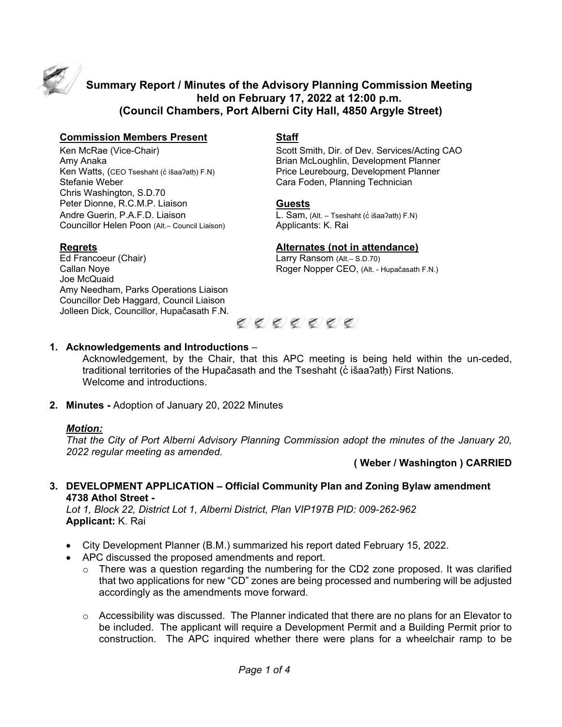# Summary Report / Minutes of the Advisory Planning Commission Meeting held on February 17, 2022 at 12:00 p.m. (Council Chambers, Port Alberni City Hall, 4850 Argyle Street)

**Commission Members Present**

Ken McRae (Vice-Chair)
Amy Anaka
Ken Watts, (CEO Tseshaht (c̓ išaaʔatḥ) F.N)
Stefanie Weber
Chris Washington, S.D.70
Peter Dionne, R.C.M.P. Liaison
Andre Guerin, P.A.F.D. Liaison
Councillor Helen Poon (Alt.– Council Liaison)

**Regrets**

Ed Francoeur (Chair)
Callan Noye
Joe McQuaid
Amy Needham, Parks Operations Liaison
Councillor Deb Haggard, Council Liaison
Jolleen Dick, Councillor, Hupačasath F.N.

**Staff**

Scott Smith, Dir. of Dev. Services/Acting CAO
Brian McLoughlin, Development Planner
Price Leurebourg, Development Planner
Cara Foden, Planning Technician

**Guests**

L. Sam, (Alt. – Tseshaht (c̓ išaaʔatḥ) F.N)
Applicants: K. Rai

**Alternates (not in attendance)**

Larry Ransom (Alt.– S.D.70)
Roger Nopper CEO, (Alt. - Hupačasath F.N.)

1. **Acknowledgements and Introductions** –
   Acknowledgement, by the Chair, that this APC meeting is being held within the un-ceded, traditional territories of the Hupačasath and the Tseshaht (c̓ išaaʔatḥ) First Nations.
   Welcome and introductions.

2. **Minutes -** Adoption of January 20, 2022 Minutes

   ***Motion:***
   *That the City of Port Alberni Advisory Planning Commission adopt the minutes of the January 20, 2022 regular meeting as amended.*

   **( Weber / Washington ) CARRIED**

3. **DEVELOPMENT APPLICATION – Official Community Plan and Zoning Bylaw amendment 4738 Athol Street -**
   *Lot 1, Block 22, District Lot 1, Alberni District, Plan VIP197B PID: 009-262-962*
   **Applicant:** K. Rai

   - City Development Planner (B.M.) summarized his report dated February 15, 2022.
   - APC discussed the proposed amendments and report.
     - There was a question regarding the numbering for the CD2 zone proposed. It was clarified that two applications for new "CD" zones are being processed and numbering will be adjusted accordingly as the amendments move forward.
     - Accessibility was discussed. The Planner indicated that there are no plans for an Elevator to be included. The applicant will require a Development Permit and a Building Permit prior to construction. The APC inquired whether there were plans for a wheelchair ramp to be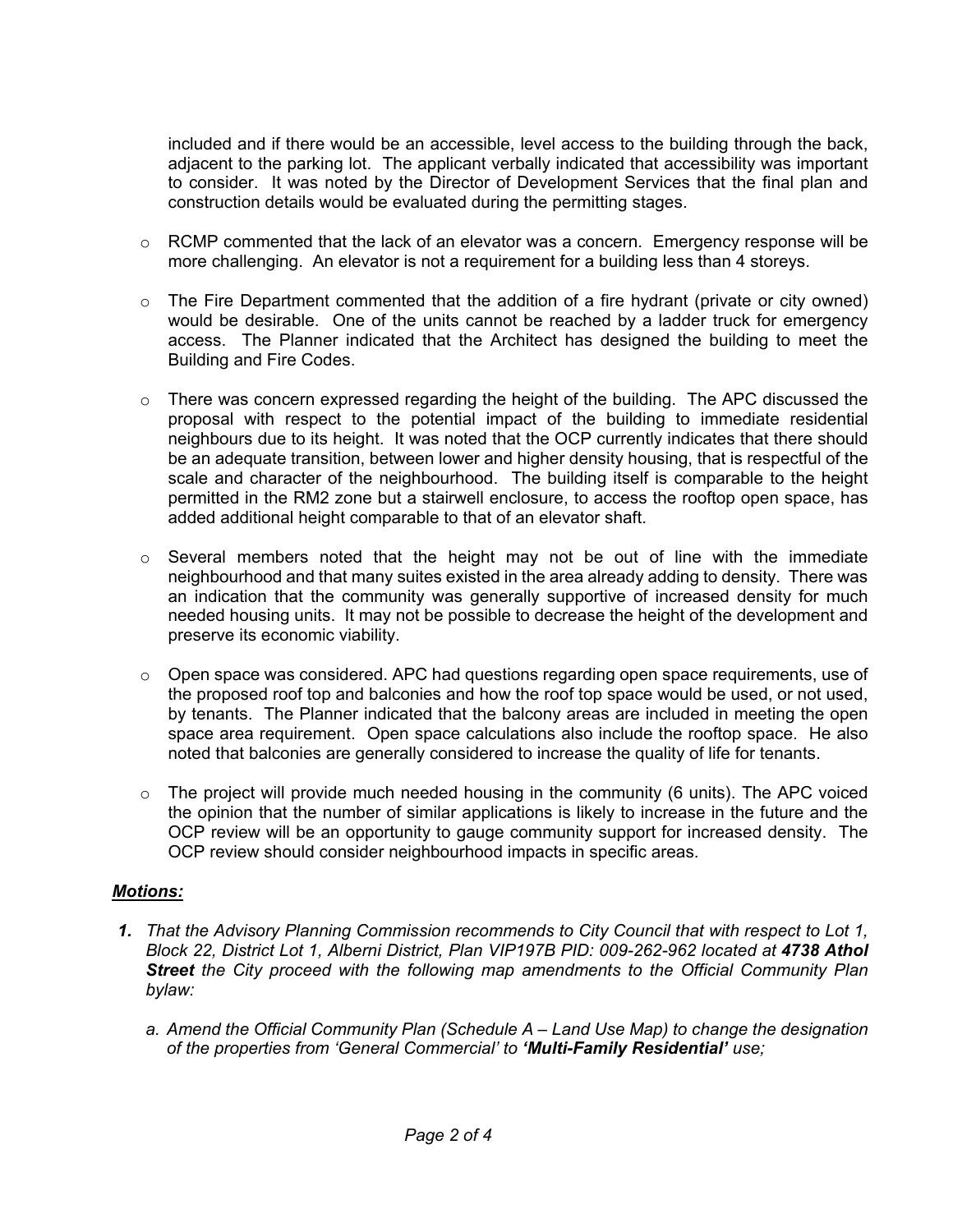included and if there would be an accessible, level access to the building through the back, adjacent to the parking lot. The applicant verbally indicated that accessibility was important to consider. It was noted by the Director of Development Services that the final plan and construction details would be evaluated during the permitting stages.

- RCMP commented that the lack of an elevator was a concern. Emergency response will be more challenging. An elevator is not a requirement for a building less than 4 storeys.
- The Fire Department commented that the addition of a fire hydrant (private or city owned) would be desirable. One of the units cannot be reached by a ladder truck for emergency access. The Planner indicated that the Architect has designed the building to meet the Building and Fire Codes.
- There was concern expressed regarding the height of the building. The APC discussed the proposal with respect to the potential impact of the building to immediate residential neighbours due to its height. It was noted that the OCP currently indicates that there should be an adequate transition, between lower and higher density housing, that is respectful of the scale and character of the neighbourhood. The building itself is comparable to the height permitted in the RM2 zone but a stairwell enclosure, to access the rooftop open space, has added additional height comparable to that of an elevator shaft.
- Several members noted that the height may not be out of line with the immediate neighbourhood and that many suites existed in the area already adding to density. There was an indication that the community was generally supportive of increased density for much needed housing units. It may not be possible to decrease the height of the development and preserve its economic viability.
- Open space was considered. APC had questions regarding open space requirements, use of the proposed roof top and balconies and how the roof top space would be used, or not used, by tenants. The Planner indicated that the balcony areas are included in meeting the open space area requirement. Open space calculations also include the rooftop space. He also noted that balconies are generally considered to increase the quality of life for tenants.
- The project will provide much needed housing in the community (6 units). The APC voiced the opinion that the number of similar applications is likely to increase in the future and the OCP review will be an opportunity to gauge community support for increased density. The OCP review should consider neighbourhood impacts in specific areas.

***Motions:***

1. *That the Advisory Planning Commission recommends to City Council that with respect to Lot 1, Block 22, District Lot 1, Alberni District, Plan VIP197B PID: 009-262-962 located at **4738 Athol Street** the City proceed with the following map amendments to the Official Community Plan bylaw:*

   a. *Amend the Official Community Plan (Schedule A – Land Use Map) to change the designation of the properties from 'General Commercial' to **'Multi-Family Residential'** use;*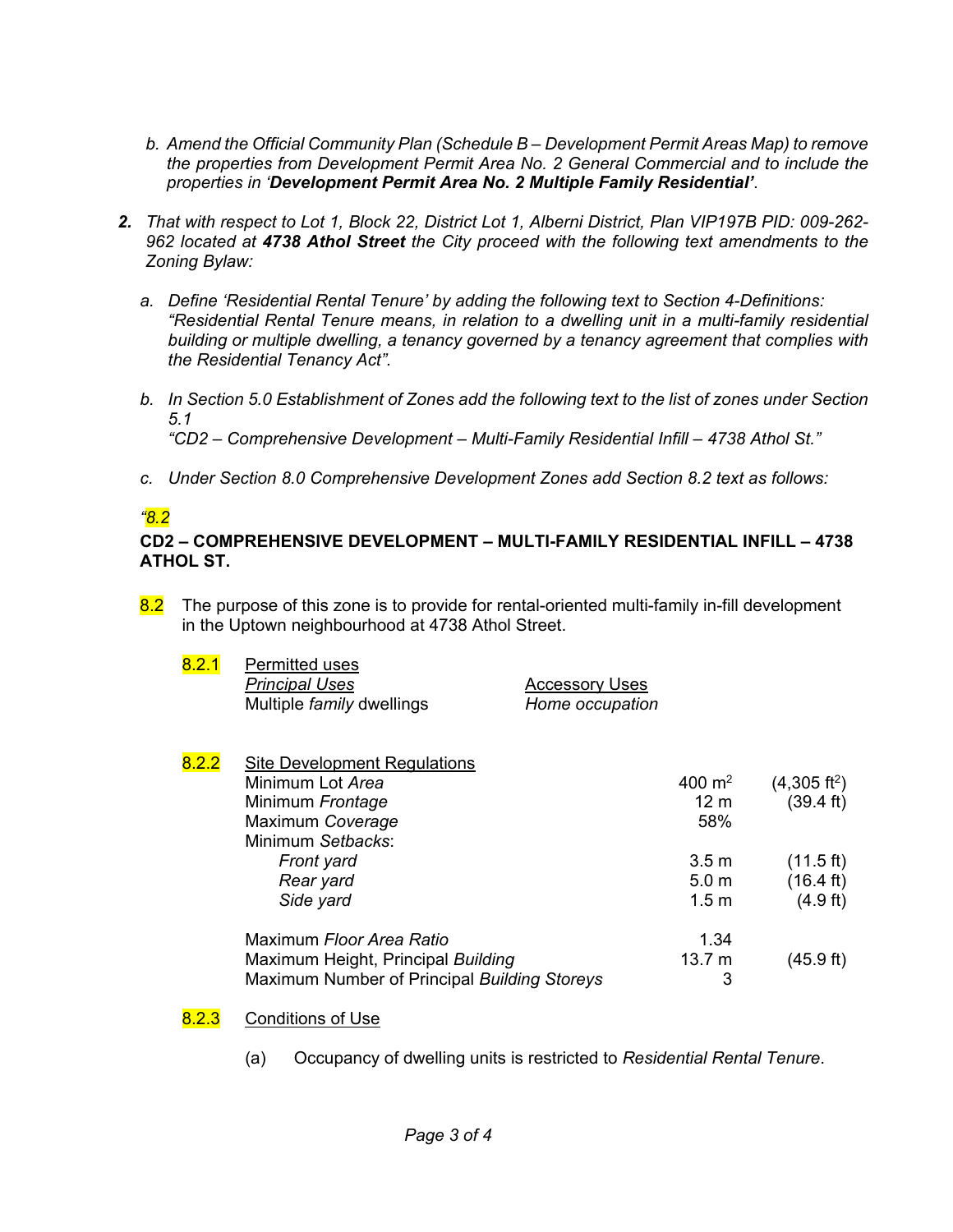b. *Amend the Official Community Plan (Schedule B – Development Permit Areas Map) to remove the properties from Development Permit Area No. 2 General Commercial and to include the properties in '**Development Permit Area No. 2 Multiple Family Residential'**.*

**2.** *That with respect to Lot 1, Block 22, District Lot 1, Alberni District, Plan VIP197B PID: 009-262-962 located at **4738 Athol Street** the City proceed with the following text amendments to the Zoning Bylaw:*

a. *Define 'Residential Rental Tenure' by adding the following text to Section 4-Definitions: "Residential Rental Tenure means, in relation to a dwelling unit in a multi-family residential building or multiple dwelling, a tenancy governed by a tenancy agreement that complies with the Residential Tenancy Act".*

b. *In Section 5.0 Establishment of Zones add the following text to the list of zones under Section 5.1*
*"CD2 – Comprehensive Development – Multi-Family Residential Infill – 4738 Athol St."*

c. *Under Section 8.0 Comprehensive Development Zones add Section 8.2 text as follows:*

*"8.2*

**CD2 – COMPREHENSIVE DEVELOPMENT – MULTI-FAMILY RESIDENTIAL INFILL – 4738 ATHOL ST.**

8.2 The purpose of this zone is to provide for rental-oriented multi-family in-fill development in the Uptown neighbourhood at 4738 Athol Street.

8.2.1 Permitted uses

| *Principal Uses* | Accessory Uses |
|---|---|
| Multiple *family* dwellings | *Home occupation* |

8.2.2 Site Development Regulations

| | | |
|---|---|---|
| Minimum Lot *Area* | 400 m$^2$ | (4,305 ft$^2$) |
| Minimum *Frontage* | 12 m | (39.4 ft) |
| Maximum *Coverage* | 58% | |
| Minimum *Setbacks*: | | |
| *Front yard* | 3.5 m | (11.5 ft) |
| *Rear yard* | 5.0 m | (16.4 ft) |
| *Side yard* | 1.5 m | (4.9 ft) |
| Maximum *Floor Area Ratio* | 1.34 | |
| Maximum Height, Principal *Building* | 13.7 m | (45.9 ft) |
| Maximum Number of Principal *Building Storeys* | 3 | |

8.2.3 Conditions of Use

(a) Occupancy of dwelling units is restricted to *Residential Rental Tenure*.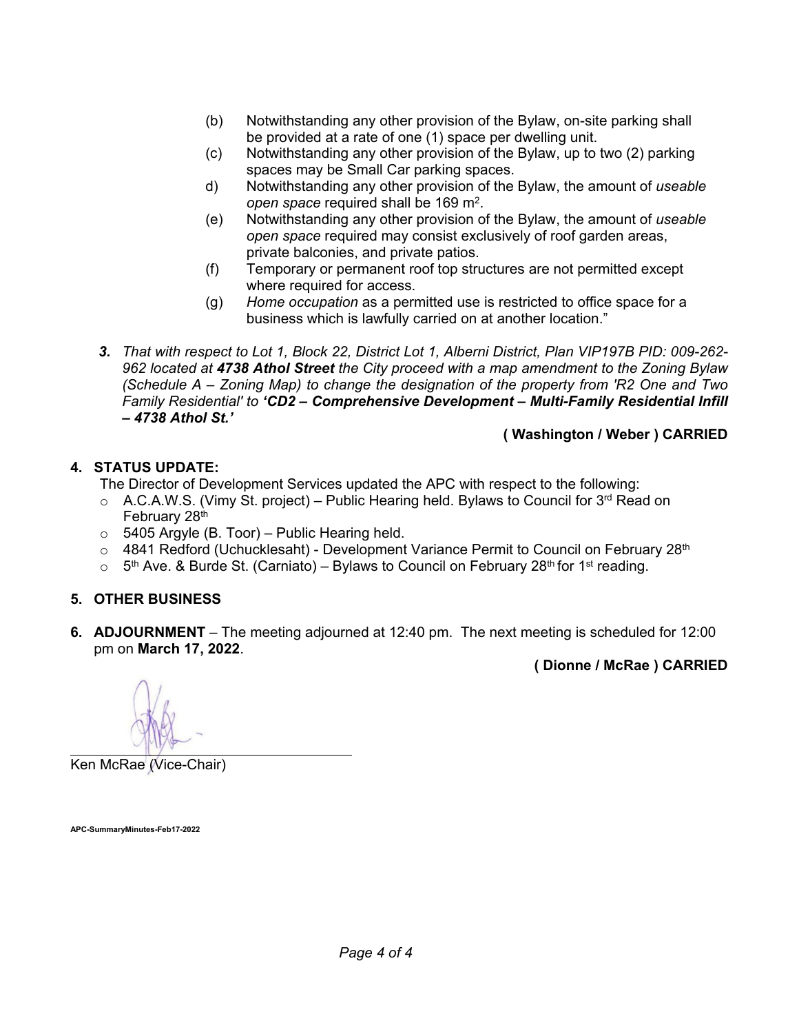(b) Notwithstanding any other provision of the Bylaw, on-site parking shall be provided at a rate of one (1) space per dwelling unit.

(c) Notwithstanding any other provision of the Bylaw, up to two (2) parking spaces may be Small Car parking spaces.

d) Notwithstanding any other provision of the Bylaw, the amount of *useable open space* required shall be 169 $m^2$.

(e) Notwithstanding any other provision of the Bylaw, the amount of *useable open space* required may consist exclusively of roof garden areas, private balconies, and private patios.

(f) Temporary or permanent roof top structures are not permitted except where required for access.

(g) *Home occupation* as a permitted use is restricted to office space for a business which is lawfully carried on at another location."

***3.*** *That with respect to Lot 1, Block 22, District Lot 1, Alberni District, Plan VIP197B PID: 009-262-962 located at* ***4738 Athol Street*** *the City proceed with a map amendment to the Zoning Bylaw (Schedule A – Zoning Map) to change the designation of the property from 'R2 One and Two Family Residential' to* ***'CD2 – Comprehensive Development – Multi-Family Residential Infill – 4738 Athol St.'***

**( Washington / Weber ) CARRIED**

## 4. STATUS UPDATE:

The Director of Development Services updated the APC with respect to the following:

- A.C.A.W.S. (Vimy St. project) – Public Hearing held. Bylaws to Council for 3rd Read on February 28th
- 5405 Argyle (B. Toor) – Public Hearing held.
- 4841 Redford (Uchucklesaht) - Development Variance Permit to Council on February 28th
- 5th Ave. & Burde St. (Carniato) – Bylaws to Council on February 28th for 1st reading.

## 5. OTHER BUSINESS

**6. ADJOURNMENT** – The meeting adjourned at 12:40 pm. The next meeting is scheduled for 12:00 pm on **March 17, 2022**.

**( Dionne / McRae ) CARRIED**

Ken McRae (Vice-Chair)

APC-SummaryMinutes-Feb17-2022